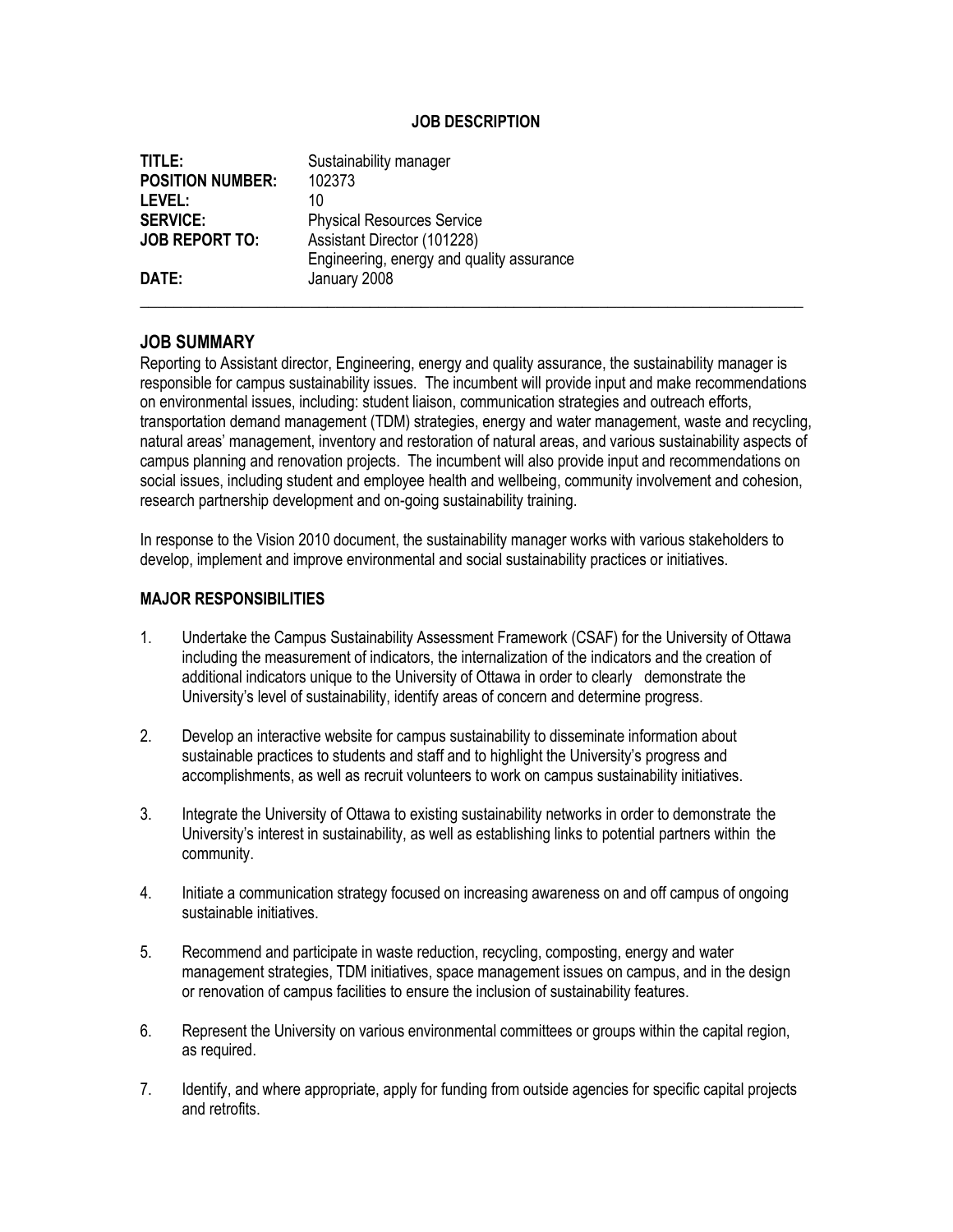# JOB DESCRIPTION

**TITLE:** Sustainability manager
**POSITION NUMBER:** 102373
**LEVEL:** 10
**SERVICE:** Physical Resources Service
**JOB REPORT TO:** Assistant Director (101228)
Engineering, energy and quality assurance
**DATE:** January 2008

---

## JOB SUMMARY

Reporting to Assistant director, Engineering, energy and quality assurance, the sustainability manager is responsible for campus sustainability issues. The incumbent will provide input and make recommendations on environmental issues, including: student liaison, communication strategies and outreach efforts, transportation demand management (TDM) strategies, energy and water management, waste and recycling, natural areas' management, inventory and restoration of natural areas, and various sustainability aspects of campus planning and renovation projects. The incumbent will also provide input and recommendations on social issues, including student and employee health and wellbeing, community involvement and cohesion, research partnership development and on-going sustainability training.

In response to the Vision 2010 document, the sustainability manager works with various stakeholders to develop, implement and improve environmental and social sustainability practices or initiatives.

### MAJOR RESPONSIBILITIES

1. Undertake the Campus Sustainability Assessment Framework (CSAF) for the University of Ottawa including the measurement of indicators, the internalization of the indicators and the creation of additional indicators unique to the University of Ottawa in order to clearly demonstrate the University's level of sustainability, identify areas of concern and determine progress.

2. Develop an interactive website for campus sustainability to disseminate information about sustainable practices to students and staff and to highlight the University's progress and accomplishments, as well as recruit volunteers to work on campus sustainability initiatives.

3. Integrate the University of Ottawa to existing sustainability networks in order to demonstrate the University's interest in sustainability, as well as establishing links to potential partners within the community.

4. Initiate a communication strategy focused on increasing awareness on and off campus of ongoing sustainable initiatives.

5. Recommend and participate in waste reduction, recycling, composting, energy and water management strategies, TDM initiatives, space management issues on campus, and in the design or renovation of campus facilities to ensure the inclusion of sustainability features.

6. Represent the University on various environmental committees or groups within the capital region, as required.

7. Identify, and where appropriate, apply for funding from outside agencies for specific capital projects and retrofits.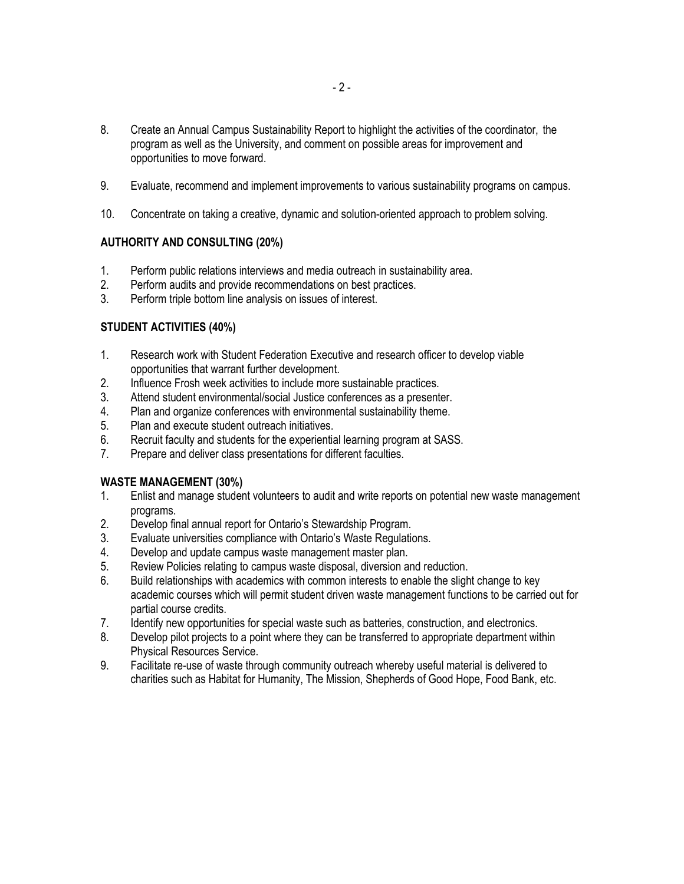8. Create an Annual Campus Sustainability Report to highlight the activities of the coordinator, the program as well as the University, and comment on possible areas for improvement and opportunities to move forward.

9. Evaluate, recommend and implement improvements to various sustainability programs on campus.

10. Concentrate on taking a creative, dynamic and solution-oriented approach to problem solving.

**AUTHORITY AND CONSULTING (20%)**

1. Perform public relations interviews and media outreach in sustainability area.
2. Perform audits and provide recommendations on best practices.
3. Perform triple bottom line analysis on issues of interest.

**STUDENT ACTIVITIES (40%)**

1. Research work with Student Federation Executive and research officer to develop viable opportunities that warrant further development.
2. Influence Frosh week activities to include more sustainable practices.
3. Attend student environmental/social Justice conferences as a presenter.
4. Plan and organize conferences with environmental sustainability theme.
5. Plan and execute student outreach initiatives.
6. Recruit faculty and students for the experiential learning program at SASS.
7. Prepare and deliver class presentations for different faculties.

**WASTE MANAGEMENT (30%)**

1. Enlist and manage student volunteers to audit and write reports on potential new waste management programs.
2. Develop final annual report for Ontario's Stewardship Program.
3. Evaluate universities compliance with Ontario's Waste Regulations.
4. Develop and update campus waste management master plan.
5. Review Policies relating to campus waste disposal, diversion and reduction.
6. Build relationships with academics with common interests to enable the slight change to key academic courses which will permit student driven waste management functions to be carried out for partial course credits.
7. Identify new opportunities for special waste such as batteries, construction, and electronics.
8. Develop pilot projects to a point where they can be transferred to appropriate department within Physical Resources Service.
9. Facilitate re-use of waste through community outreach whereby useful material is delivered to charities such as Habitat for Humanity, The Mission, Shepherds of Good Hope, Food Bank, etc.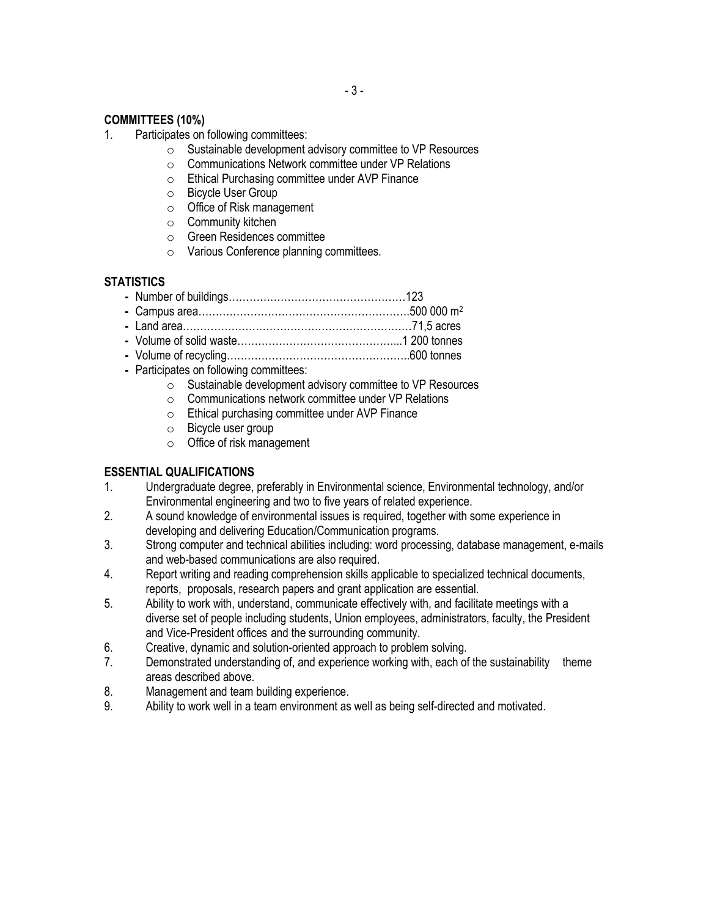**COMMITTEES (10%)**

1. Participates on following committees:
   - Sustainable development advisory committee to VP Resources
   - Communications Network committee under VP Relations
   - Ethical Purchasing committee under AVP Finance
   - Bicycle User Group
   - Office of Risk management
   - Community kitchen
   - Green Residences committee
   - Various Conference planning committees.

**STATISTICS**

- Number of buildings……………………………………………123
- Campus area…………………………………………………….500 000 $m^2$
- Land area…………………………………………………………71,5 acres
- Volume of solid waste………………………………………...1 200 tonnes
- Volume of recycling……………………………………………..600 tonnes
- Participates on following committees:
   - Sustainable development advisory committee to VP Resources
   - Communications network committee under VP Relations
   - Ethical purchasing committee under AVP Finance
   - Bicycle user group
   - Office of risk management

**ESSENTIAL QUALIFICATIONS**

1. Undergraduate degree, preferably in Environmental science, Environmental technology, and/or Environmental engineering and two to five years of related experience.
2. A sound knowledge of environmental issues is required, together with some experience in developing and delivering Education/Communication programs.
3. Strong computer and technical abilities including: word processing, database management, e-mails and web-based communications are also required.
4. Report writing and reading comprehension skills applicable to specialized technical documents, reports, proposals, research papers and grant application are essential.
5. Ability to work with, understand, communicate effectively with, and facilitate meetings with a diverse set of people including students, Union employees, administrators, faculty, the President and Vice-President offices and the surrounding community.
6. Creative, dynamic and solution-oriented approach to problem solving.
7. Demonstrated understanding of, and experience working with, each of the sustainability theme areas described above.
8. Management and team building experience.
9. Ability to work well in a team environment as well as being self-directed and motivated.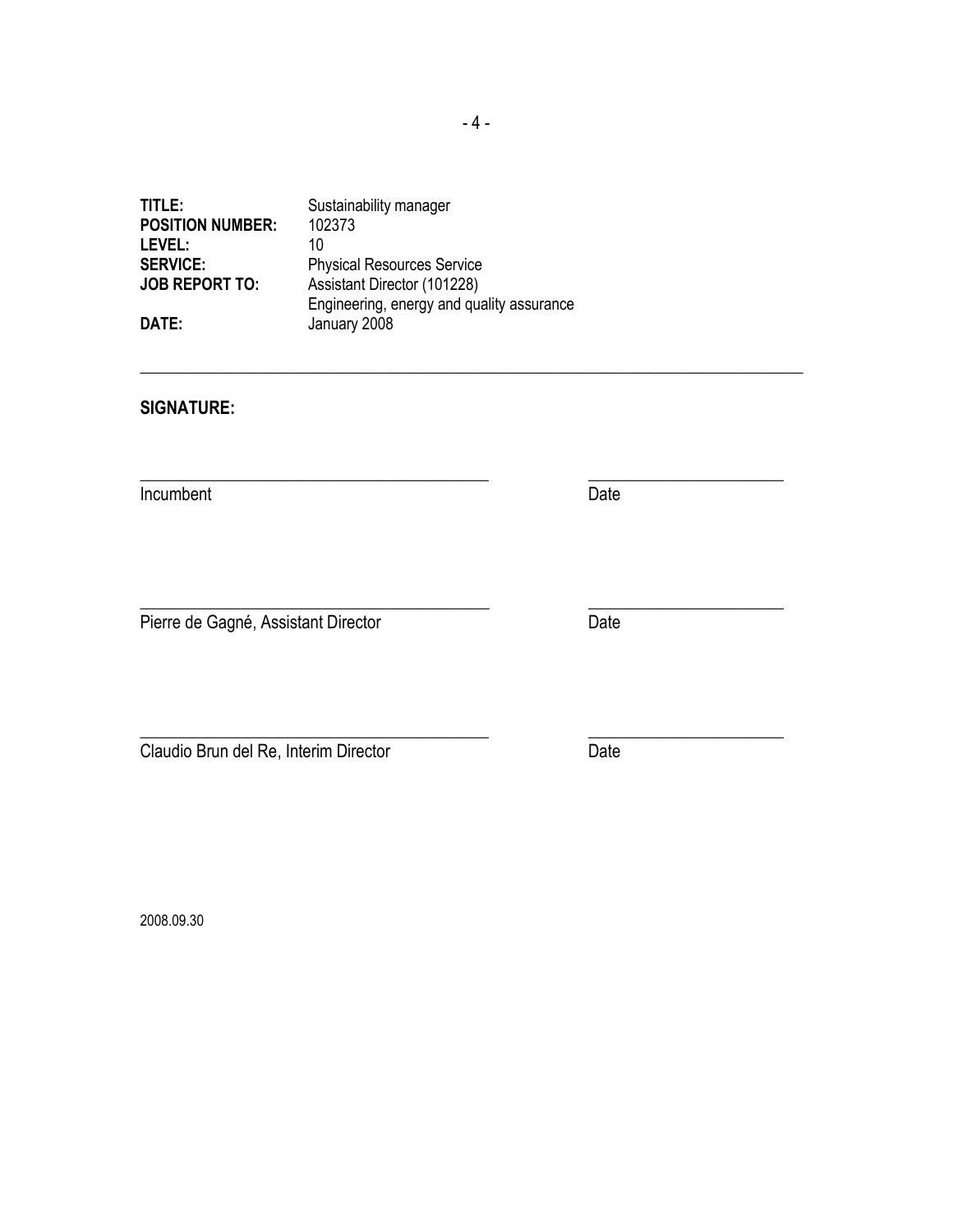| | |
|---|---|
| **TITLE:** | Sustainability manager |
| **POSITION NUMBER:** | 102373 |
| **LEVEL:** | 10 |
| **SERVICE:** | Physical Resources Service |
| **JOB REPORT TO:** | Assistant Director (101228)<br>Engineering, energy and quality assurance |
| **DATE:** | January 2008 |

---

**SIGNATURE:**

| | |
|---|---|
| \_\_\_\_\_\_\_\_\_\_\_\_\_\_\_\_\_\_\_\_\_\_\_\_\_\_\_\_\_\_\_\_\_\_\_\_\_\_\_\_ | \_\_\_\_\_\_\_\_\_\_\_\_\_\_\_\_\_\_\_\_\_\_ |
| Incumbent | Date |
| \_\_\_\_\_\_\_\_\_\_\_\_\_\_\_\_\_\_\_\_\_\_\_\_\_\_\_\_\_\_\_\_\_\_\_\_\_\_\_\_ | \_\_\_\_\_\_\_\_\_\_\_\_\_\_\_\_\_\_\_\_\_\_ |
| Pierre de Gagné, Assistant Director | Date |
| \_\_\_\_\_\_\_\_\_\_\_\_\_\_\_\_\_\_\_\_\_\_\_\_\_\_\_\_\_\_\_\_\_\_\_\_\_\_\_\_ | \_\_\_\_\_\_\_\_\_\_\_\_\_\_\_\_\_\_\_\_\_\_ |
| Claudio Brun del Re, Interim Director | Date |

2008.09.30